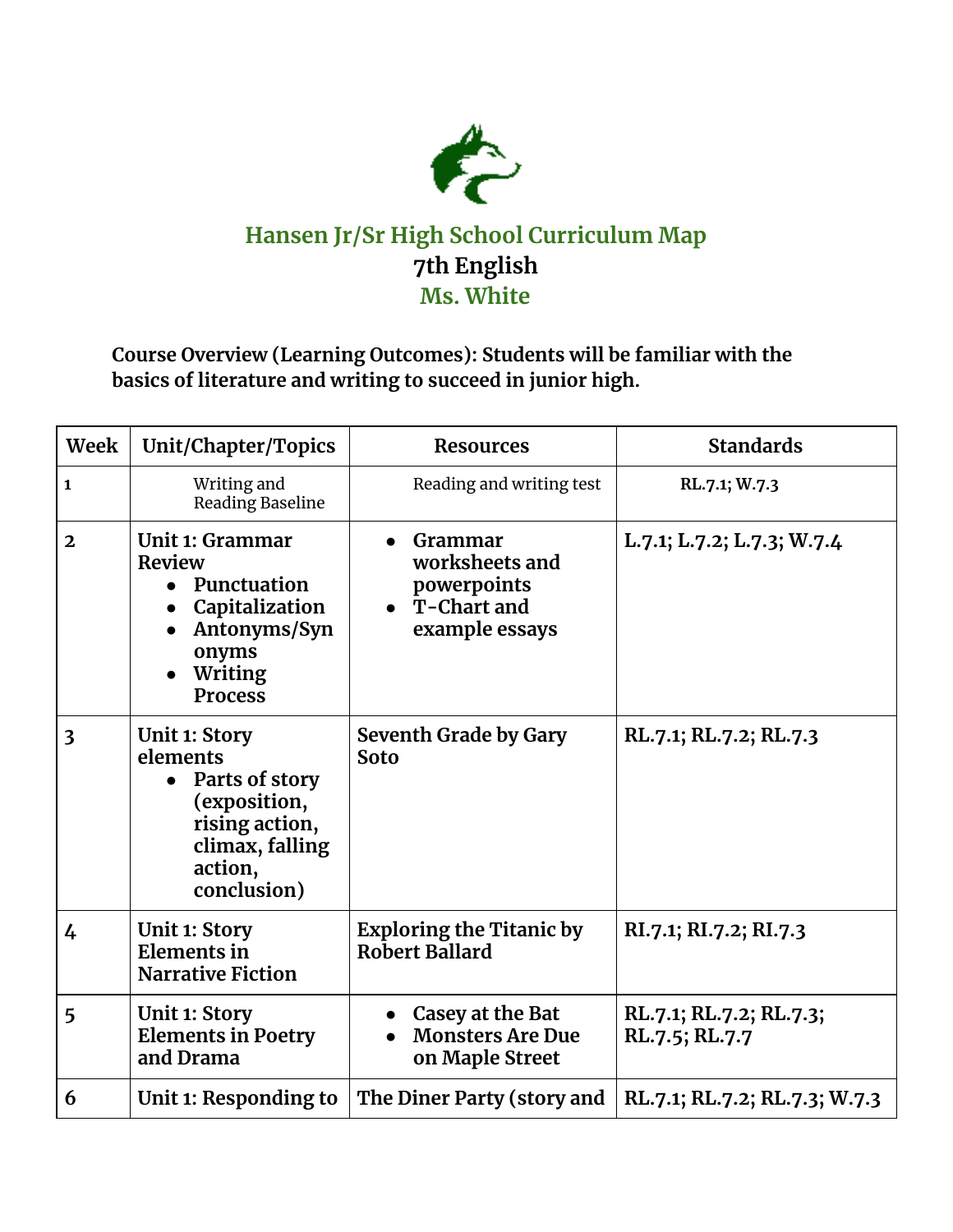# Hansen Jr/Sr High School Curriculum Map

## 7th English

### Ms. White

**Course Overview (Learning Outcomes): Students will be familiar with the basics of literature and writing to succeed in junior high.**

| Week | Unit/Chapter/Topics | Resources | Standards |
|---|---|---|---|
| 1 | Writing and Reading Baseline | Reading and writing test | RL.7.1; W.7.3 |
| 2 | **Unit 1: Grammar Review**<br>• Punctuation<br>• Capitalization<br>• Antonyms/Synonyms<br>• Writing Process | • **Grammar worksheets and powerpoints**<br>• **T-Chart and example essays** | **L.7.1; L.7.2; L.7.3; W.7.4** |
| 3 | **Unit 1: Story elements**<br>• Parts of story (exposition, rising action, climax, falling action, conclusion) | **Seventh Grade by Gary Soto** | **RL.7.1; RL.7.2; RL.7.3** |
| 4 | **Unit 1: Story Elements in Narrative Fiction** | **Exploring the Titanic by Robert Ballard** | **RI.7.1; RI.7.2; RI.7.3** |
| 5 | **Unit 1: Story Elements in Poetry and Drama** | • **Casey at the Bat**<br>• **Monsters Are Due on Maple Street** | **RL.7.1; RL.7.2; RL.7.3; RL.7.5; RL.7.7** |
| 6 | **Unit 1: Responding to** | **The Diner Party (story and** | **RL.7.1; RL.7.2; RL.7.3; W.7.3** |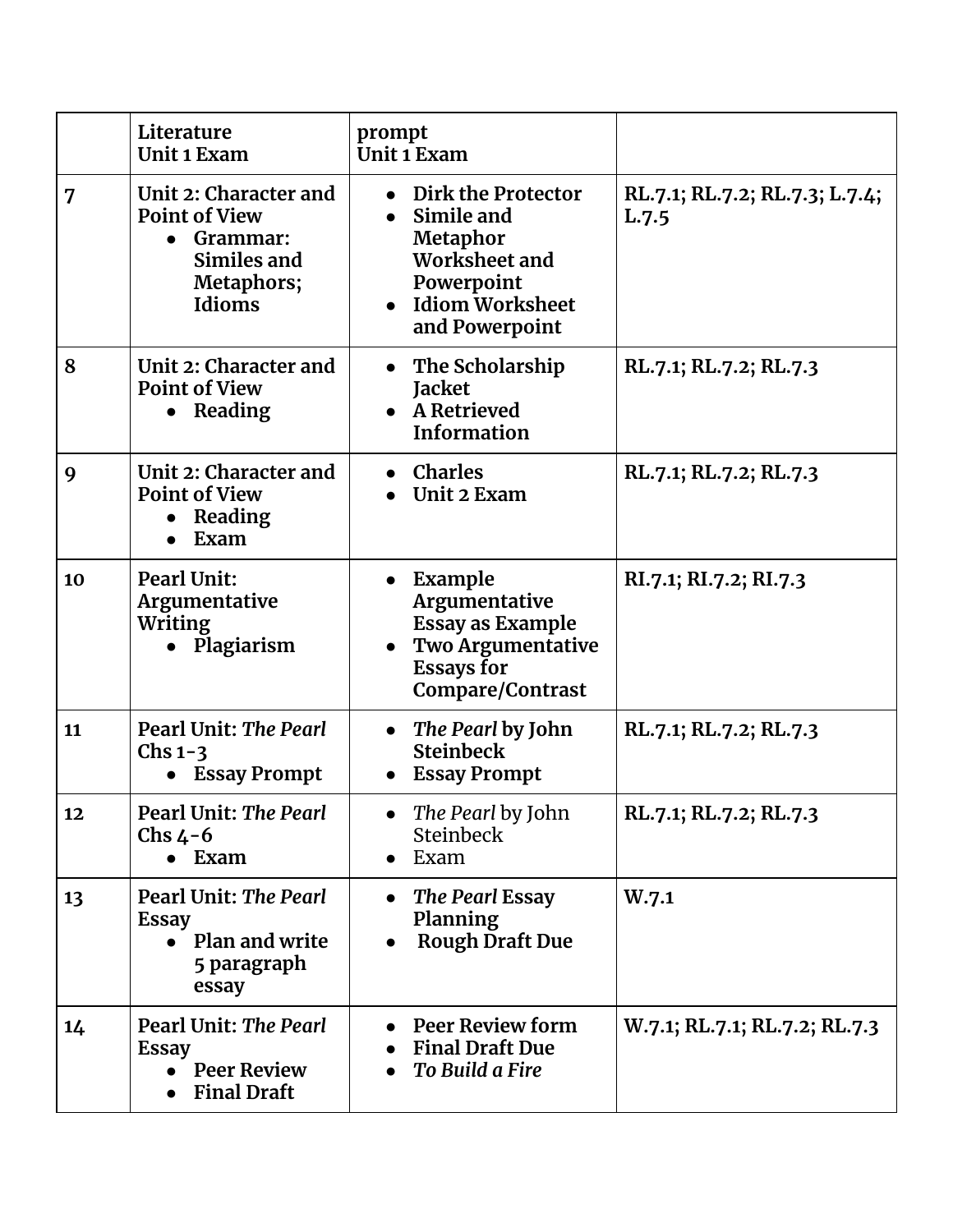| | Literature<br>Unit 1 Exam | prompt<br>Unit 1 Exam | |
|---|---|---|---|
| **7** | **Unit 2: Character and Point of View**<br>• **Grammar: Similes and Metaphors; Idioms** | • **Dirk the Protector**<br>• **Simile and Metaphor Worksheet and Powerpoint**<br>• **Idiom Worksheet and Powerpoint** | **RL.7.1; RL.7.2; RL.7.3; L.7.4; L.7.5** |
| **8** | **Unit 2: Character and Point of View**<br>• **Reading** | • **The Scholarship Jacket**<br>• **A Retrieved Information** | **RL.7.1; RL.7.2; RL.7.3** |
| **9** | **Unit 2: Character and Point of View**<br>• **Reading**<br>• **Exam** | • **Charles**<br>• **Unit 2 Exam** | **RL.7.1; RL.7.2; RL.7.3** |
| **10** | **Pearl Unit: Argumentative Writing**<br>• **Plagiarism** | • **Example Argumentative Essay as Example**<br>• **Two Argumentative Essays for Compare/Contrast** | **RI.7.1; RI.7.2; RI.7.3** |
| **11** | **Pearl Unit: *The Pearl* Chs 1-3**<br>• **Essay Prompt** | • ***The Pearl* by John Steinbeck**<br>• **Essay Prompt** | **RL.7.1; RL.7.2; RL.7.3** |
| **12** | **Pearl Unit: *The Pearl* Chs 4-6**<br>• **Exam** | • *The Pearl* by John Steinbeck<br>• Exam | **RL.7.1; RL.7.2; RL.7.3** |
| **13** | **Pearl Unit: *The Pearl* Essay**<br>• **Plan and write 5 paragraph essay** | • ***The Pearl* Essay Planning**<br>• **Rough Draft Due** | **W.7.1** |
| **14** | **Pearl Unit: *The Pearl* Essay**<br>• **Peer Review**<br>• **Final Draft** | • **Peer Review form**<br>• **Final Draft Due**<br>• ***To Build a Fire*** | **W.7.1; RL.7.1; RL.7.2; RL.7.3** |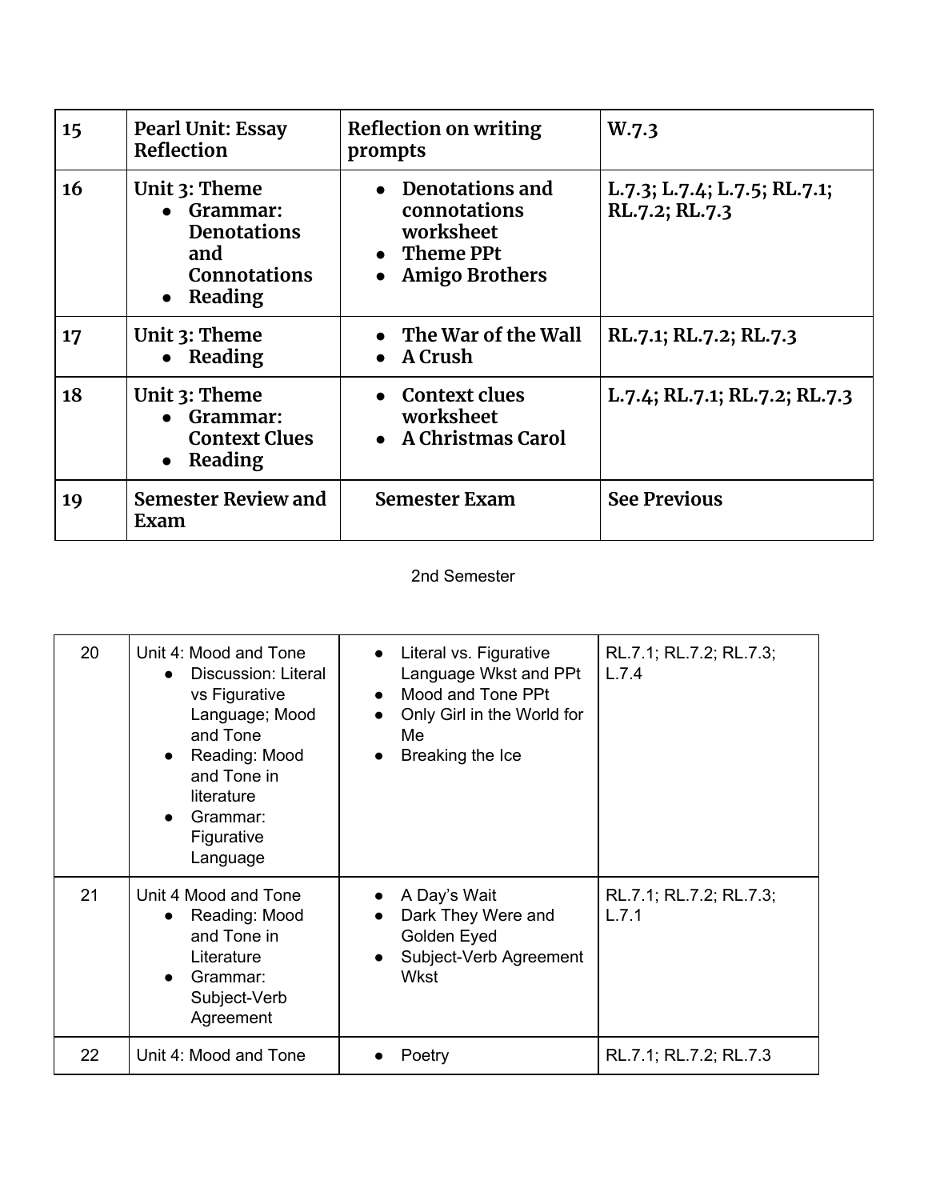| 15 | **Pearl Unit: Essay Reflection** | **Reflection on writing prompts** | **W.7.3** |
|---|---|---|---|
| **16** | **Unit 3: Theme**<br>• **Grammar: Denotations and Connotations**<br>• **Reading** | • **Denotations and connotations worksheet**<br>• **Theme PPt**<br>• **Amigo Brothers** | **L.7.3; L.7.4; L.7.5; RL.7.1; RL.7.2; RL.7.3** |
| **17** | **Unit 3: Theme**<br>• **Reading** | • **The War of the Wall**<br>• **A Crush** | **RL.7.1; RL.7.2; RL.7.3** |
| **18** | **Unit 3: Theme**<br>• **Grammar: Context Clues**<br>• **Reading** | • **Context clues worksheet**<br>• **A Christmas Carol** | **L.7.4; RL.7.1; RL.7.2; RL.7.3** |
| **19** | **Semester Review and Exam** | **Semester Exam** | **See Previous** |

2nd Semester

| 20 | Unit 4: Mood and Tone<br>• Discussion: Literal vs Figurative Language; Mood and Tone<br>• Reading: Mood and Tone in literature<br>• Grammar: Figurative Language | • Literal vs. Figurative Language Wkst and PPt<br>• Mood and Tone PPt<br>• Only Girl in the World for Me<br>• Breaking the Ice | RL.7.1; RL.7.2; RL.7.3; L.7.4 |
|---|---|---|---|
| 21 | Unit 4 Mood and Tone<br>• Reading: Mood and Tone in Literature<br>• Grammar: Subject-Verb Agreement | • A Day's Wait<br>• Dark They Were and Golden Eyed<br>• Subject-Verb Agreement Wkst | RL.7.1; RL.7.2; RL.7.3; L.7.1 |
| 22 | Unit 4: Mood and Tone | • Poetry | RL.7.1; RL.7.2; RL.7.3 |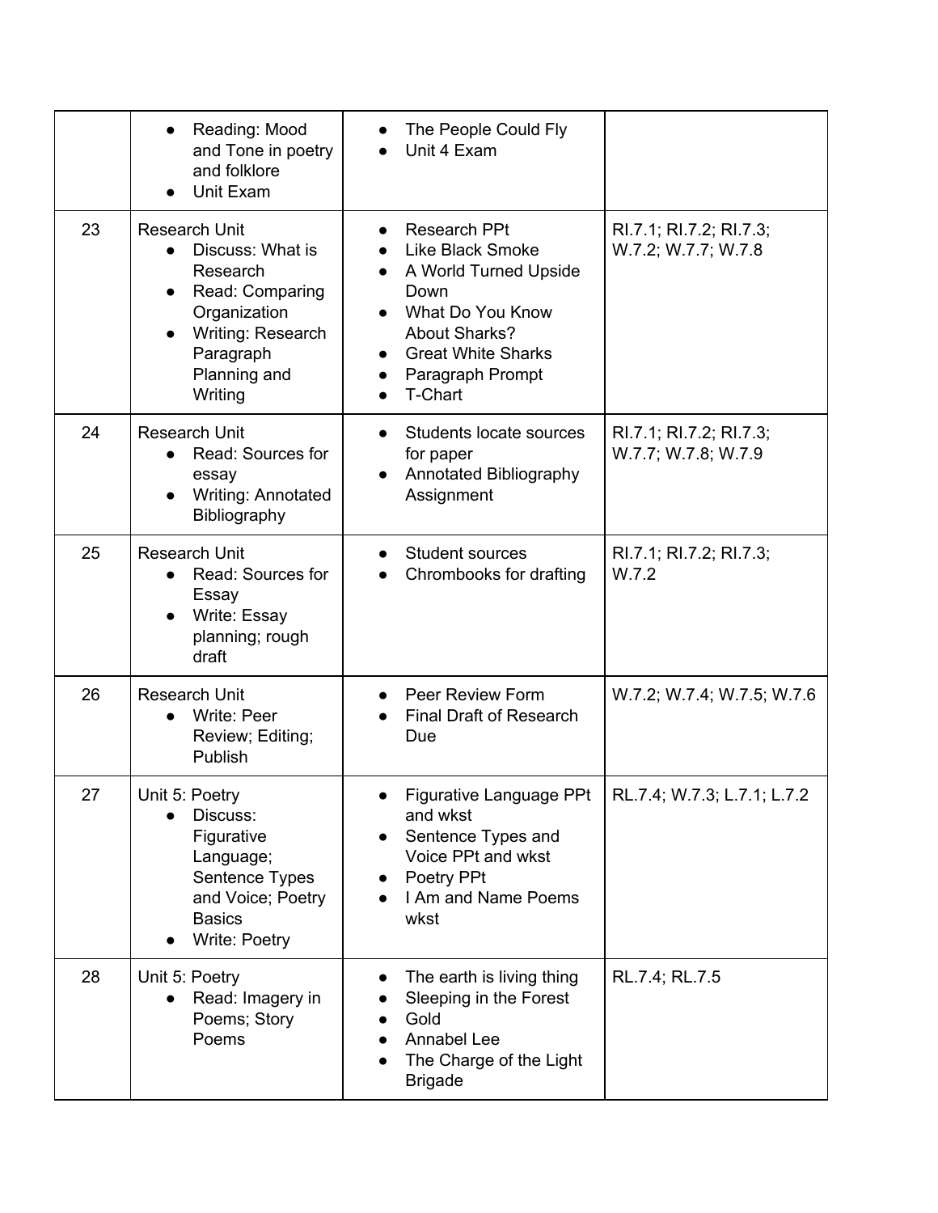| | | | |
|---|---|---|---|
| | • Reading: Mood and Tone in poetry and folklore<br>• Unit Exam | • The People Could Fly<br>• Unit 4 Exam | |
| 23 | Research Unit<br>• Discuss: What is Research<br>• Read: Comparing Organization<br>• Writing: Research Paragraph Planning and Writing | • Research PPt<br>• Like Black Smoke<br>• A World Turned Upside Down<br>• What Do You Know About Sharks?<br>• Great White Sharks<br>• Paragraph Prompt<br>• T-Chart | RI.7.1; RI.7.2; RI.7.3; W.7.2; W.7.7; W.7.8 |
| 24 | Research Unit<br>• Read: Sources for essay<br>• Writing: Annotated Bibliography | • Students locate sources for paper<br>• Annotated Bibliography Assignment | RI.7.1; RI.7.2; RI.7.3; W.7.7; W.7.8; W.7.9 |
| 25 | Research Unit<br>• Read: Sources for Essay<br>• Write: Essay planning; rough draft | • Student sources<br>• Chrombooks for drafting | RI.7.1; RI.7.2; RI.7.3; W.7.2 |
| 26 | Research Unit<br>• Write: Peer Review; Editing; Publish | • Peer Review Form<br>• Final Draft of Research Due | W.7.2; W.7.4; W.7.5; W.7.6 |
| 27 | Unit 5: Poetry<br>• Discuss: Figurative Language; Sentence Types and Voice; Poetry Basics<br>• Write: Poetry | • Figurative Language PPt and wkst<br>• Sentence Types and Voice PPt and wkst<br>• Poetry PPt<br>• I Am and Name Poems wkst | RL.7.4; W.7.3; L.7.1; L.7.2 |
| 28 | Unit 5: Poetry<br>• Read: Imagery in Poems; Story Poems | • The earth is living thing<br>• Sleeping in the Forest<br>• Gold<br>• Annabel Lee<br>• The Charge of the Light Brigade | RL.7.4; RL.7.5 |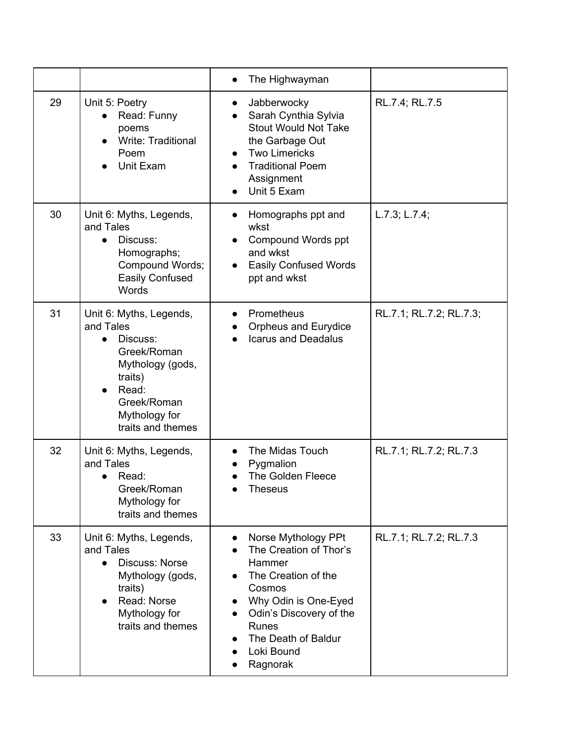| | | | |
|---|---|---|---|
| | | • The Highwayman | |
| 29 | Unit 5: Poetry<br>• Read: Funny poems<br>• Write: Traditional Poem<br>• Unit Exam | • Jabberwocky<br>• Sarah Cynthia Sylvia Stout Would Not Take the Garbage Out<br>• Two Limericks<br>• Traditional Poem Assignment<br>• Unit 5 Exam | RL.7.4; RL.7.5 |
| 30 | Unit 6: Myths, Legends, and Tales<br>• Discuss: Homographs; Compound Words; Easily Confused Words | • Homographs ppt and wkst<br>• Compound Words ppt and wkst<br>• Easily Confused Words ppt and wkst | L.7.3; L.7.4; |
| 31 | Unit 6: Myths, Legends, and Tales<br>• Discuss: Greek/Roman Mythology (gods, traits)<br>• Read: Greek/Roman Mythology for traits and themes | • Prometheus<br>• Orpheus and Eurydice<br>• Icarus and Deadalus | RL.7.1; RL.7.2; RL.7.3; |
| 32 | Unit 6: Myths, Legends, and Tales<br>• Read: Greek/Roman Mythology for traits and themes | • The Midas Touch<br>• Pygmalion<br>• The Golden Fleece<br>• Theseus | RL.7.1; RL.7.2; RL.7.3 |
| 33 | Unit 6: Myths, Legends, and Tales<br>• Discuss: Norse Mythology (gods, traits)<br>• Read: Norse Mythology for traits and themes | • Norse Mythology PPt<br>• The Creation of Thor's Hammer<br>• The Creation of the Cosmos<br>• Why Odin is One-Eyed<br>• Odin's Discovery of the Runes<br>• The Death of Baldur<br>• Loki Bound<br>• Ragnorak | RL.7.1; RL.7.2; RL.7.3 |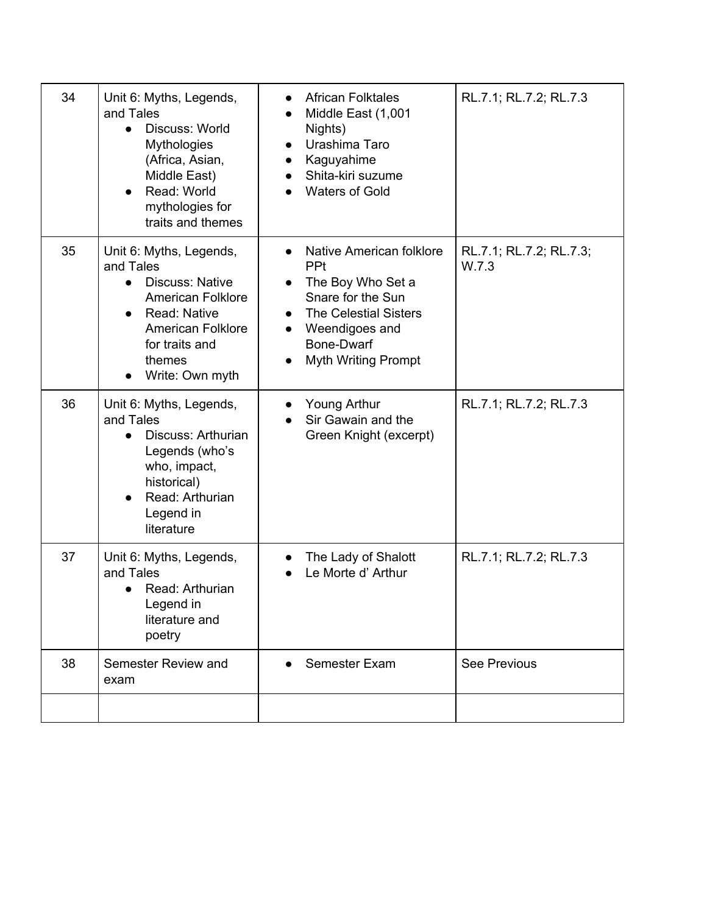| | | | |
|---|---|---|---|
| 34 | Unit 6: Myths, Legends, and Tales<br>● Discuss: World Mythologies (Africa, Asian, Middle East)<br>● Read: World mythologies for traits and themes | ● African Folktales<br>● Middle East (1,001 Nights)<br>● Urashima Taro<br>● Kaguyahime<br>● Shita-kiri suzume<br>● Waters of Gold | RL.7.1; RL.7.2; RL.7.3 |
| 35 | Unit 6: Myths, Legends, and Tales<br>● Discuss: Native American Folklore<br>● Read: Native American Folklore for traits and themes<br>● Write: Own myth | ● Native American folklore PPt<br>● The Boy Who Set a Snare for the Sun<br>● The Celestial Sisters<br>● Weendigoes and Bone-Dwarf<br>● Myth Writing Prompt | RL.7.1; RL.7.2; RL.7.3; W.7.3 |
| 36 | Unit 6: Myths, Legends, and Tales<br>● Discuss: Arthurian Legends (who's who, impact, historical)<br>● Read: Arthurian Legend in literature | ● Young Arthur<br>● Sir Gawain and the Green Knight (excerpt) | RL.7.1; RL.7.2; RL.7.3 |
| 37 | Unit 6: Myths, Legends, and Tales<br>● Read: Arthurian Legend in literature and poetry | ● The Lady of Shalott<br>● Le Morte d' Arthur | RL.7.1; RL.7.2; RL.7.3 |
| 38 | Semester Review and exam | ● Semester Exam | See Previous |
| | | | |